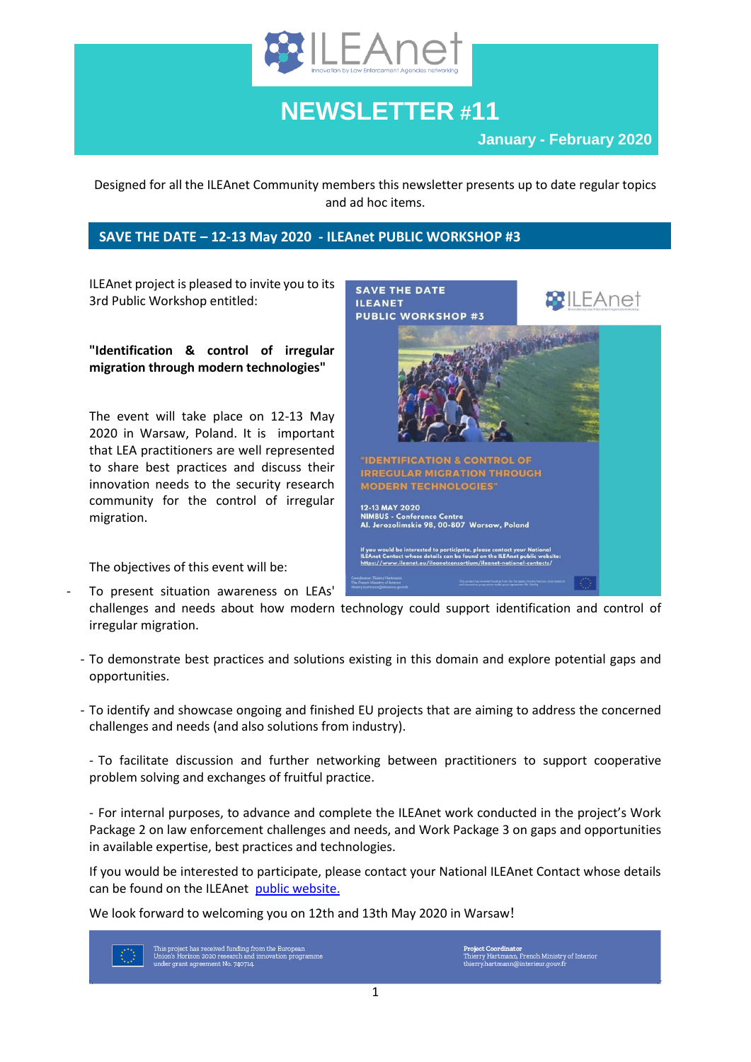# NEWSLETTER #11

**January - February 2020**

Designed for all the ILEAnet Community members this newsletter presents up to date regular topics and ad hoc items.

## SAVE THE DATE – 12-13 May 2020 - ILEAnet PUBLIC WORKSHOP #3

ILEAnet project is pleased to invite you to its 3rd Public Workshop entitled:

**"Identification & control of irregular migration through modern technologies"**

The event will take place on 12-13 May 2020 in Warsaw, Poland. It is important that LEA practitioners are well represented to share best practices and discuss their innovation needs to the security research community for the control of irregular migration.

The objectives of this event will be:

- To present situation awareness on LEAs' challenges and needs about how modern technology could support identification and control of irregular migration.
- To demonstrate best practices and solutions existing in this domain and explore potential gaps and opportunities.
- To identify and showcase ongoing and finished EU projects that are aiming to address the concerned challenges and needs (and also solutions from industry).
- To facilitate discussion and further networking between practitioners to support cooperative problem solving and exchanges of fruitful practice.
- For internal purposes, to advance and complete the ILEAnet work conducted in the project's Work Package 2 on law enforcement challenges and needs, and Work Package 3 on gaps and opportunities in available expertise, best practices and technologies.

If you would be interested to participate, please contact your National ILEAnet Contact whose details can be found on the ILEAnet [public website.](https://www.ileanet.eu/ileanetconsortium/ileanet-national-contacts/)

We look forward to welcoming you on 12th and 13th May 2020 in Warsaw!

This project has received funding from the European Union's Horizon 2020 research and innovation programme under grant agreement No. 740714.

**Project Coordinator**
Thierry Hartmann, French Ministry of Interior
thierry.hartmann@interieur.gouv.fr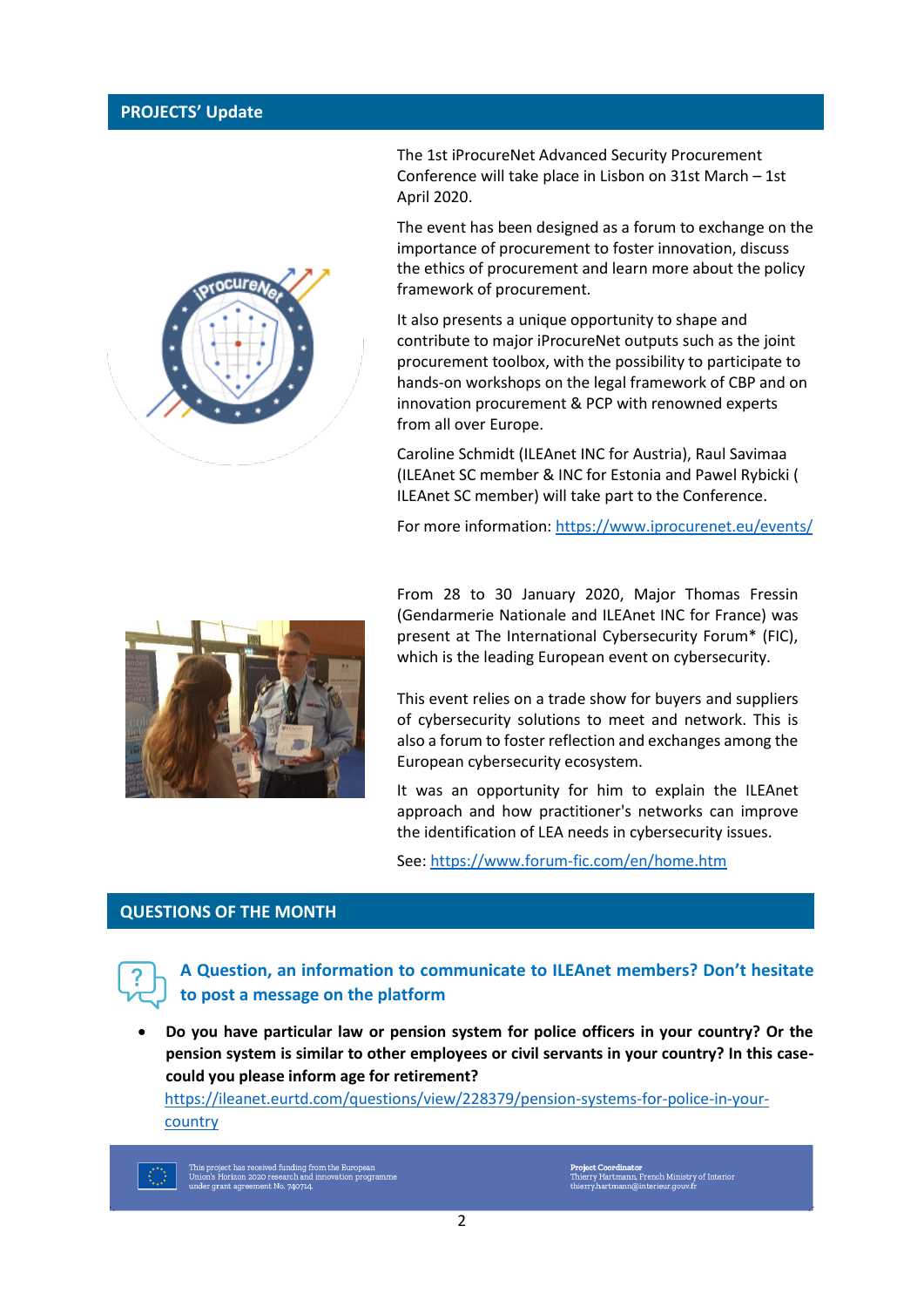## PROJECTS' Update

The 1st iProcureNet Advanced Security Procurement Conference will take place in Lisbon on 31st March – 1st April 2020.

The event has been designed as a forum to exchange on the importance of procurement to foster innovation, discuss the ethics of procurement and learn more about the policy framework of procurement.

It also presents a unique opportunity to shape and contribute to major iProcureNet outputs such as the joint procurement toolbox, with the possibility to participate to hands-on workshops on the legal framework of CBP and on innovation procurement & PCP with renowned experts from all over Europe.

Caroline Schmidt (ILEAnet INC for Austria), Raul Savimaa (ILEAnet SC member & INC for Estonia and Pawel Rybicki ( ILEAnet SC member) will take part to the Conference.

For more information: https://www.iprocurenet.eu/events/

From 28 to 30 January 2020, Major Thomas Fressin (Gendarmerie Nationale and ILEAnet INC for France) was present at The International Cybersecurity Forum* (FIC), which is the leading European event on cybersecurity.

This event relies on a trade show for buyers and suppliers of cybersecurity solutions to meet and network. This is also a forum to foster reflection and exchanges among the European cybersecurity ecosystem.

It was an opportunity for him to explain the ILEAnet approach and how practitioner's networks can improve the identification of LEA needs in cybersecurity issues.

See: https://www.forum-fic.com/en/home.htm

## QUESTIONS OF THE MONTH

### A Question, an information to communicate to ILEAnet members? Don't hesitate to post a message on the platform

- **Do you have particular law or pension system for police officers in your country? Or the pension system is similar to other employees or civil servants in your country? In this case- could you please inform age for retirement?**
  https://ileanet.eurtd.com/questions/view/228379/pension-systems-for-police-in-your-country

This project has received funding from the European Union's Horizon 2020 research and innovation programme under grant agreement No. 740714.

**Project Coordinator**
Thierry Hartmann, French Ministry of Interior
thierry.hartmann@interieur.gouv.fr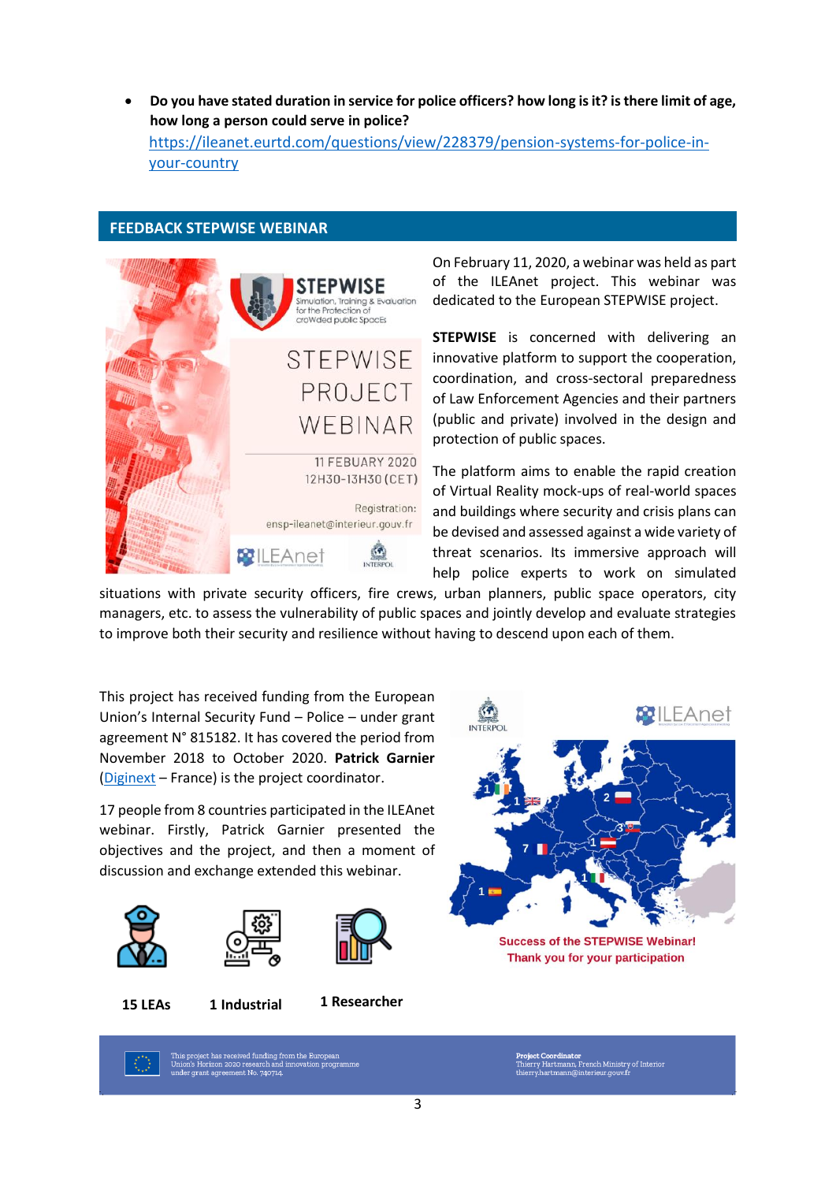- **Do you have stated duration in service for police officers? how long is it? is there limit of age, how long a person could serve in police?**
  https://ileanet.eurtd.com/questions/view/228379/pension-systems-for-police-in-your-country

## FEEDBACK STEPWISE WEBINAR

On February 11, 2020, a webinar was held as part of the ILEAnet project. This webinar was dedicated to the European STEPWISE project.

**STEPWISE** is concerned with delivering an innovative platform to support the cooperation, coordination, and cross-sectoral preparedness of Law Enforcement Agencies and their partners (public and private) involved in the design and protection of public spaces.

The platform aims to enable the rapid creation of Virtual Reality mock-ups of real-world spaces and buildings where security and crisis plans can be devised and assessed against a wide variety of threat scenarios. Its immersive approach will help police experts to work on simulated situations with private security officers, fire crews, urban planners, public space operators, city managers, etc. to assess the vulnerability of public spaces and jointly develop and evaluate strategies to improve both their security and resilience without having to descend upon each of them.

This project has received funding from the European Union's Internal Security Fund – Police – under grant agreement N° 815182. It has covered the period from November 2018 to October 2020. **Patrick Garnier** (Diginext – France) is the project coordinator.

17 people from 8 countries participated in the ILEAnet webinar. Firstly, Patrick Garnier presented the objectives and the project, and then a moment of discussion and exchange extended this webinar.

**15 LEAs** **1 Industrial** **1 Researcher**

Success of the STEPWISE Webinar!
Thank you for your participation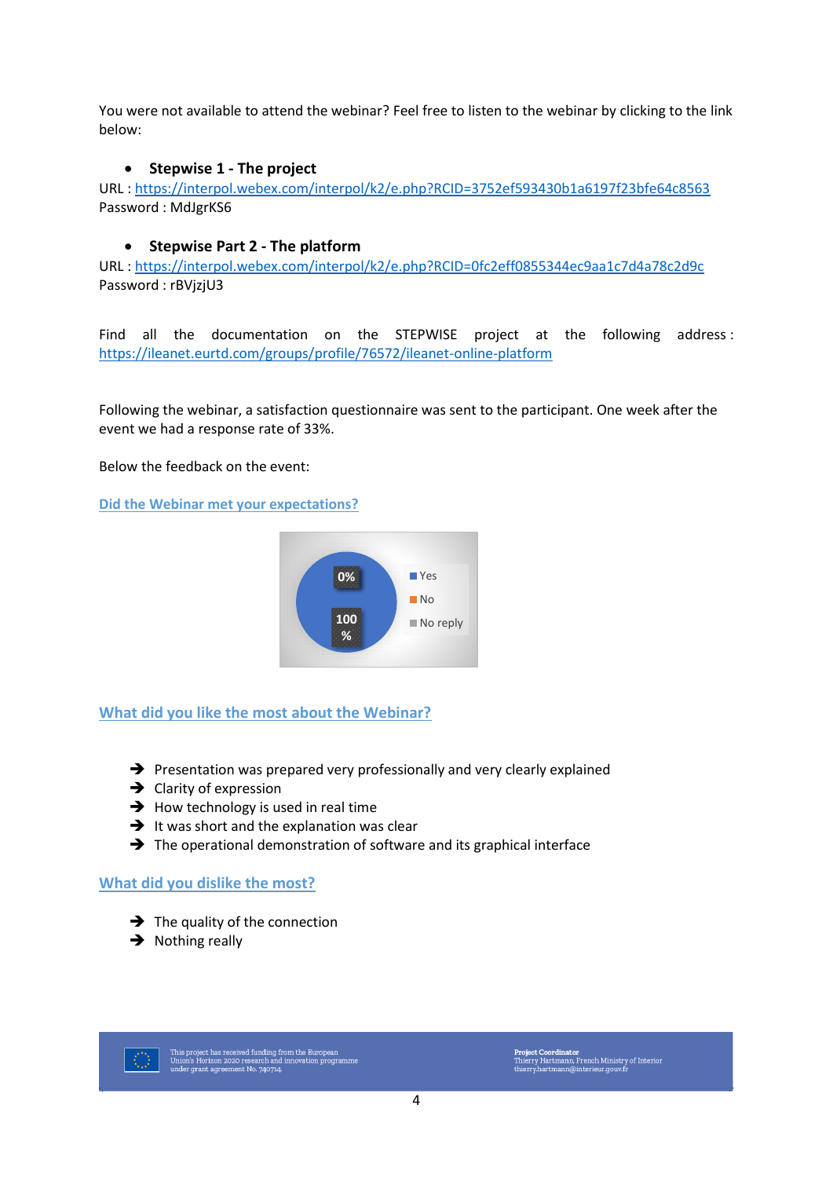You were not available to attend the webinar? Feel free to listen to the webinar by clicking to the link below:

- **Stepwise 1 - The project**

URL : https://interpol.webex.com/interpol/k2/e.php?RCID=3752ef593430b1a6197f23bfe64c8563
Password : MdJgrKS6

- **Stepwise Part 2 - The platform**

URL : https://interpol.webex.com/interpol/k2/e.php?RCID=0fc2eff0855344ec9aa1c7d4a78c2d9c
Password : rBVjzjU3

Find all the documentation on the STEPWISE project at the following address : https://ileanet.eurtd.com/groups/profile/76572/ileanet-online-platform

Following the webinar, a satisfaction questionnaire was sent to the participant. One week after the event we had a response rate of 33%.

Below the feedback on the event:

**Did the Webinar met your expectations?**

| Answer | Share |
| --- | --- |
| Yes | 100 % |
| No | 0% |
| No reply | |

**What did you like the most about the Webinar?**

- Presentation was prepared very professionally and very clearly explained
- Clarity of expression
- How technology is used in real time
- It was short and the explanation was clear
- The operational demonstration of software and its graphical interface

**What did you dislike the most?**

- The quality of the connection
- Nothing really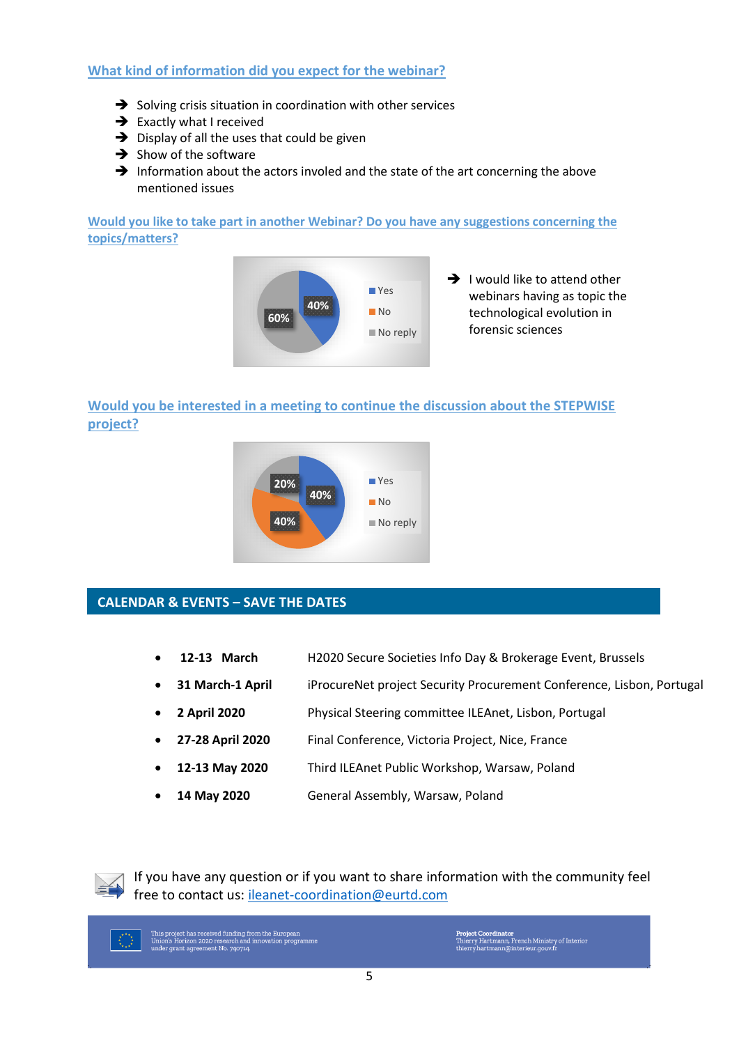### What kind of information did you expect for the webinar?

- Solving crisis situation in coordination with other services
- Exactly what I received
- Display of all the uses that could be given
- Show of the software
- Information about the actors involed and the state of the art concerning the above mentioned issues

### Would you like to take part in another Webinar? Do you have any suggestions concerning the topics/matters?

60%
40%
Yes
No
No reply

- I would like to attend other webinars having as topic the technological evolution in forensic sciences

### Would you be interested in a meeting to continue the discussion about the STEPWISE project?

20%
40%
40%
Yes
No
No reply

## CALENDAR & EVENTS – SAVE THE DATES

- **12-13 March** H2020 Secure Societies Info Day & Brokerage Event, Brussels
- **31 March-1 April** iProcureNet project Security Procurement Conference, Lisbon, Portugal
- **2 April 2020** Physical Steering committee ILEAnet, Lisbon, Portugal
- **27-28 April 2020** Final Conference, Victoria Project, Nice, France
- **12-13 May 2020** Third ILEAnet Public Workshop, Warsaw, Poland
- **14 May 2020** General Assembly, Warsaw, Poland

If you have any question or if you want to share information with the community feel free to contact us: ileanet-coordination@eurtd.com

This project has received funding from the European Union's Horizon 2020 research and innovation programme under grant agreement No. 740714.

**Project Coordinator**
Thierry Hartmann, French Ministry of Interior
thierry.hartmann@interieur.gouv.fr